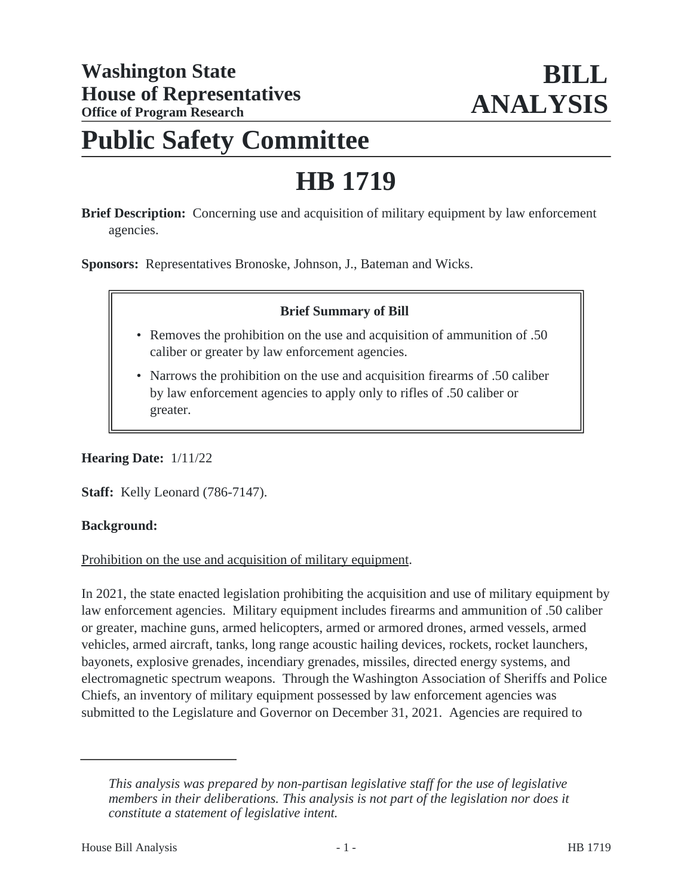**Washington State House of Representatives**
**Office of Program Research**

# BILL ANALYSIS

# Public Safety Committee

# HB 1719

**Brief Description:** Concerning use and acquisition of military equipment by law enforcement agencies.

**Sponsors:** Representatives Bronoske, Johnson, J., Bateman and Wicks.

**Brief Summary of Bill**

- Removes the prohibition on the use and acquisition of ammunition of .50 caliber or greater by law enforcement agencies.
- Narrows the prohibition on the use and acquisition firearms of .50 caliber by law enforcement agencies to apply only to rifles of .50 caliber or greater.

**Hearing Date:** 1/11/22

**Staff:** Kelly Leonard (786-7147).

**Background:**

Prohibition on the use and acquisition of military equipment.

In 2021, the state enacted legislation prohibiting the acquisition and use of military equipment by law enforcement agencies. Military equipment includes firearms and ammunition of .50 caliber or greater, machine guns, armed helicopters, armed or armored drones, armed vessels, armed vehicles, armed aircraft, tanks, long range acoustic hailing devices, rockets, rocket launchers, bayonets, explosive grenades, incendiary grenades, missiles, directed energy systems, and electromagnetic spectrum weapons. Through the Washington Association of Sheriffs and Police Chiefs, an inventory of military equipment possessed by law enforcement agencies was submitted to the Legislature and Governor on December 31, 2021. Agencies are required to

---

*This analysis was prepared by non-partisan legislative staff for the use of legislative members in their deliberations. This analysis is not part of the legislation nor does it constitute a statement of legislative intent.*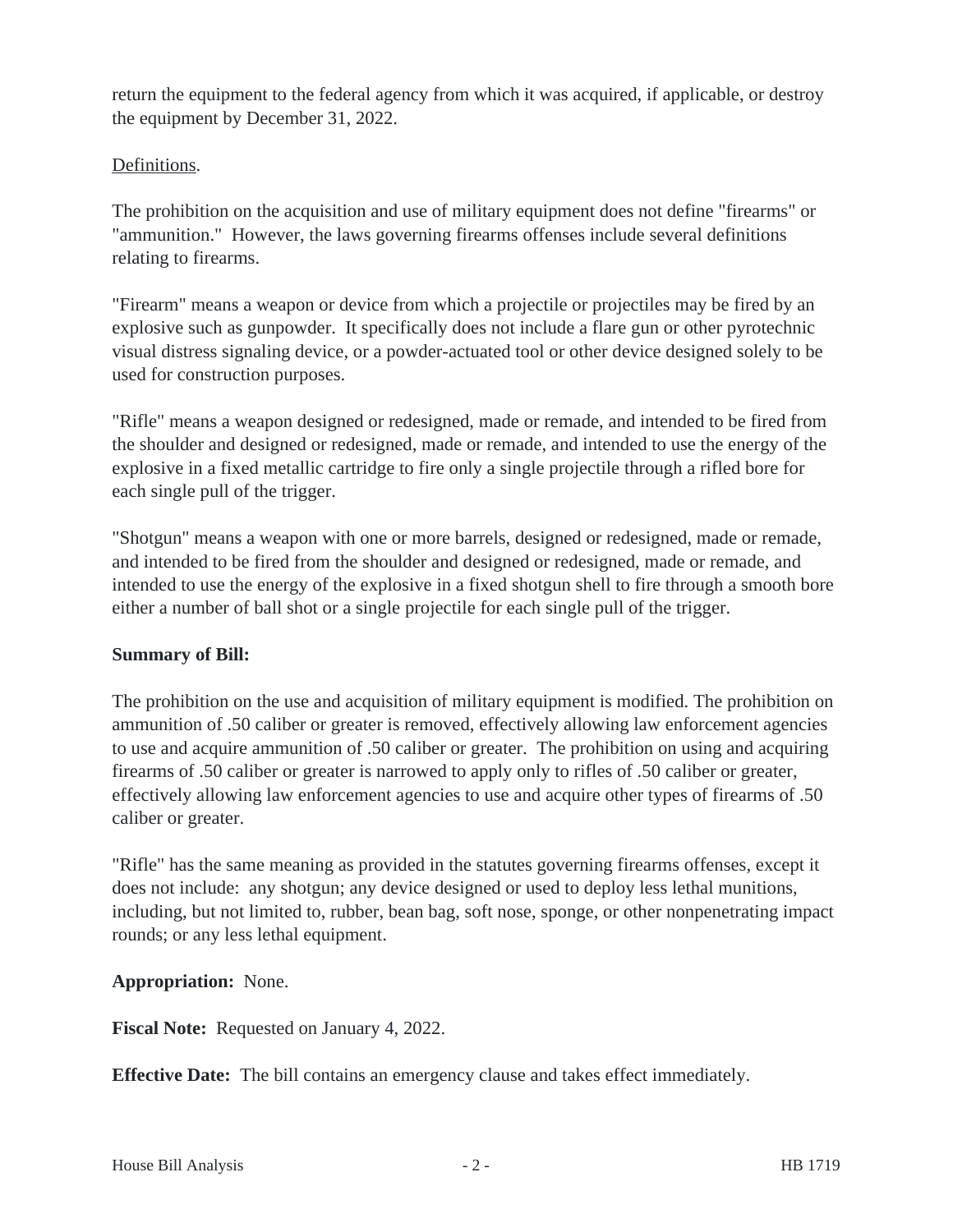return the equipment to the federal agency from which it was acquired, if applicable, or destroy the equipment by December 31, 2022.

Definitions.

The prohibition on the acquisition and use of military equipment does not define "firearms" or "ammunition." However, the laws governing firearms offenses include several definitions relating to firearms.

"Firearm" means a weapon or device from which a projectile or projectiles may be fired by an explosive such as gunpowder. It specifically does not include a flare gun or other pyrotechnic visual distress signaling device, or a powder-actuated tool or other device designed solely to be used for construction purposes.

"Rifle" means a weapon designed or redesigned, made or remade, and intended to be fired from the shoulder and designed or redesigned, made or remade, and intended to use the energy of the explosive in a fixed metallic cartridge to fire only a single projectile through a rifled bore for each single pull of the trigger.

"Shotgun" means a weapon with one or more barrels, designed or redesigned, made or remade, and intended to be fired from the shoulder and designed or redesigned, made or remade, and intended to use the energy of the explosive in a fixed shotgun shell to fire through a smooth bore either a number of ball shot or a single projectile for each single pull of the trigger.

**Summary of Bill:**

The prohibition on the use and acquisition of military equipment is modified. The prohibition on ammunition of .50 caliber or greater is removed, effectively allowing law enforcement agencies to use and acquire ammunition of .50 caliber or greater. The prohibition on using and acquiring firearms of .50 caliber or greater is narrowed to apply only to rifles of .50 caliber or greater, effectively allowing law enforcement agencies to use and acquire other types of firearms of .50 caliber or greater.

"Rifle" has the same meaning as provided in the statutes governing firearms offenses, except it does not include: any shotgun; any device designed or used to deploy less lethal munitions, including, but not limited to, rubber, bean bag, soft nose, sponge, or other nonpenetrating impact rounds; or any less lethal equipment.

**Appropriation:** None.

**Fiscal Note:** Requested on January 4, 2022.

**Effective Date:** The bill contains an emergency clause and takes effect immediately.